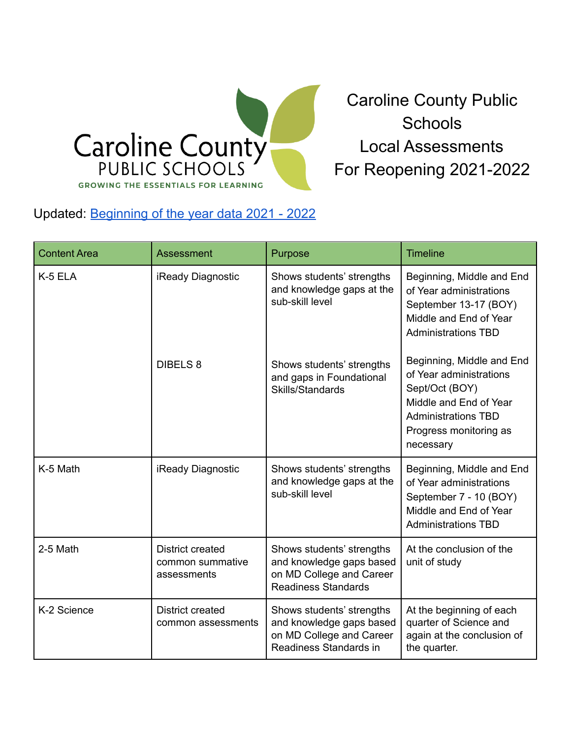# Caroline County Public Schools Local Assessments For Reopening 2021-2022

Updated: [Beginning of the year data 2021 - 2022]()

| Content Area | Assessment | Purpose | Timeline |
|---|---|---|---|
| K-5 ELA | iReady Diagnostic | Shows students' strengths and knowledge gaps at the sub-skill level | Beginning, Middle and End of Year administrations September 13-17 (BOY) Middle and End of Year Administrations TBD |
| | DIBELS 8 | Shows students' strengths and gaps in Foundational Skills/Standards | Beginning, Middle and End of Year administrations Sept/Oct (BOY) Middle and End of Year Administrations TBD Progress monitoring as necessary |
| K-5 Math | iReady Diagnostic | Shows students' strengths and knowledge gaps at the sub-skill level | Beginning, Middle and End of Year administrations September 7 - 10 (BOY) Middle and End of Year Administrations TBD |
| 2-5 Math | District created common summative assessments | Shows students' strengths and knowledge gaps based on MD College and Career Readiness Standards | At the conclusion of the unit of study |
| K-2 Science | District created common assessments | Shows students' strengths and knowledge gaps based on MD College and Career Readiness Standards in | At the beginning of each quarter of Science and again at the conclusion of the quarter. |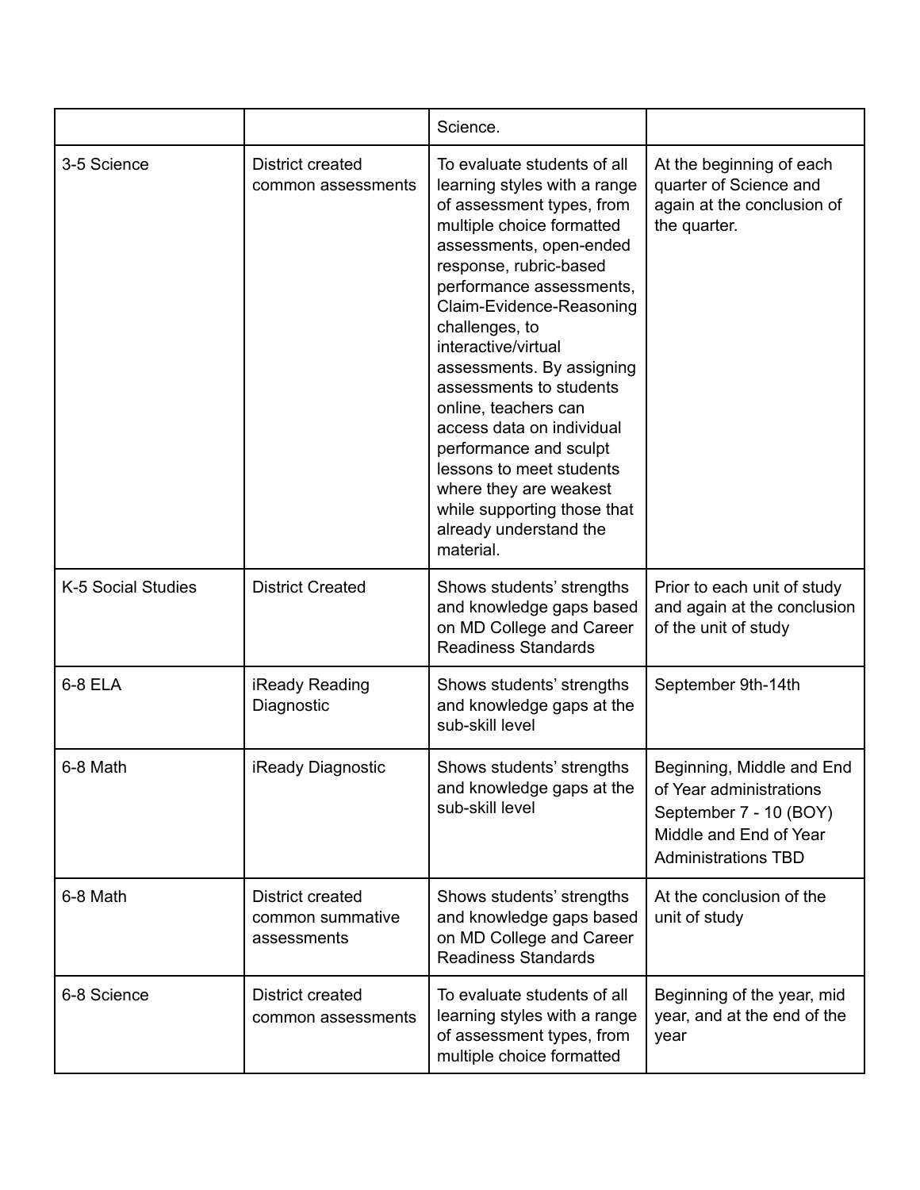| | | Science. | |
|---|---|---|---|
| 3-5 Science | District created common assessments | To evaluate students of all learning styles with a range of assessment types, from multiple choice formatted assessments, open-ended response, rubric-based performance assessments, Claim-Evidence-Reasoning challenges, to interactive/virtual assessments. By assigning assessments to students online, teachers can access data on individual performance and sculpt lessons to meet students where they are weakest while supporting those that already understand the material. | At the beginning of each quarter of Science and again at the conclusion of the quarter. |
| K-5 Social Studies | District Created | Shows students' strengths and knowledge gaps based on MD College and Career Readiness Standards | Prior to each unit of study and again at the conclusion of the unit of study |
| 6-8 ELA | iReady Reading Diagnostic | Shows students' strengths and knowledge gaps at the sub-skill level | September 9th-14th |
| 6-8 Math | iReady Diagnostic | Shows students' strengths and knowledge gaps at the sub-skill level | Beginning, Middle and End of Year administrations September 7 - 10 (BOY) Middle and End of Year Administrations TBD |
| 6-8 Math | District created common summative assessments | Shows students' strengths and knowledge gaps based on MD College and Career Readiness Standards | At the conclusion of the unit of study |
| 6-8 Science | District created common assessments | To evaluate students of all learning styles with a range of assessment types, from multiple choice formatted | Beginning of the year, mid year, and at the end of the year |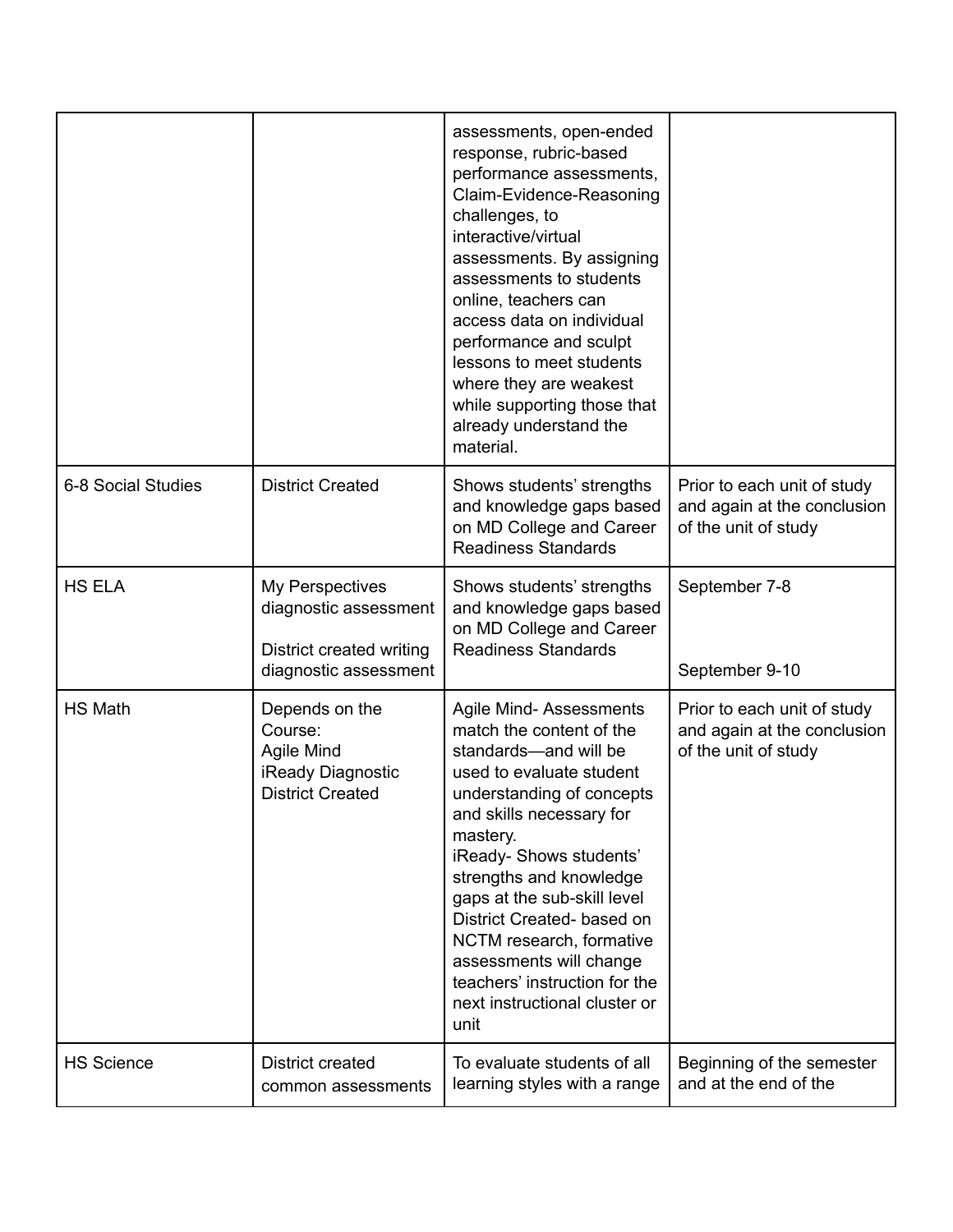| | | assessments, open-ended response, rubric-based performance assessments, Claim-Evidence-Reasoning challenges, to interactive/virtual assessments. By assigning assessments to students online, teachers can access data on individual performance and sculpt lessons to meet students where they are weakest while supporting those that already understand the material. | |
|---|---|---|---|
| 6-8 Social Studies | District Created | Shows students' strengths and knowledge gaps based on MD College and Career Readiness Standards | Prior to each unit of study and again at the conclusion of the unit of study |
| HS ELA | My Perspectives diagnostic assessment<br><br>District created writing diagnostic assessment | Shows students' strengths and knowledge gaps based on MD College and Career Readiness Standards | September 7-8<br><br>September 9-10 |
| HS Math | Depends on the Course:<br>Agile Mind<br>iReady Diagnostic<br>District Created | Agile Mind- Assessments match the content of the standards—and will be used to evaluate student understanding of concepts and skills necessary for mastery.<br>iReady- Shows students' strengths and knowledge gaps at the sub-skill level<br>District Created- based on NCTM research, formative assessments will change teachers' instruction for the next instructional cluster or unit | Prior to each unit of study and again at the conclusion of the unit of study |
| HS Science | District created common assessments | To evaluate students of all learning styles with a range | Beginning of the semester and at the end of the |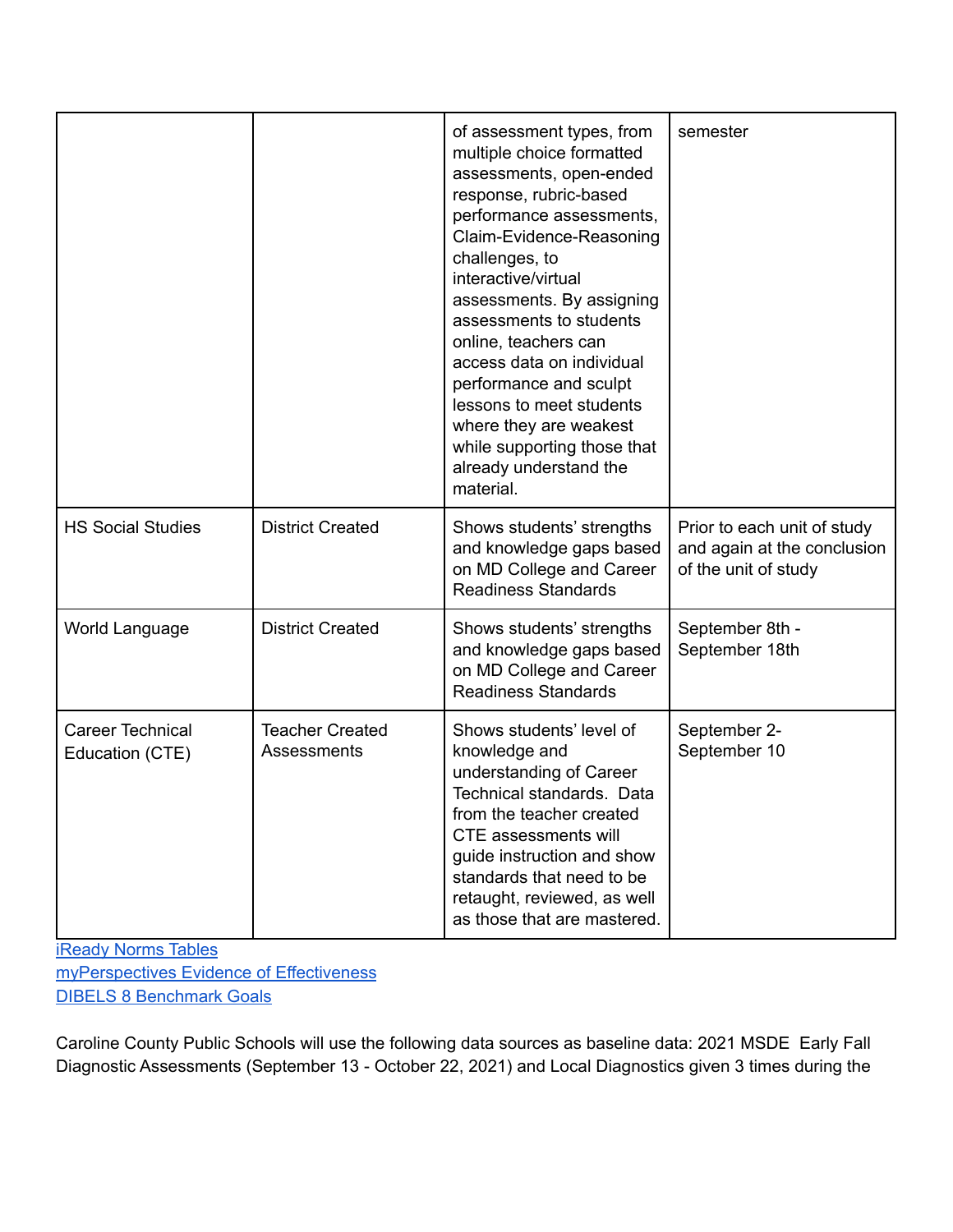| | | of assessment types, from multiple choice formatted assessments, open-ended response, rubric-based performance assessments, Claim-Evidence-Reasoning challenges, to interactive/virtual assessments. By assigning assessments to students online, teachers can access data on individual performance and sculpt lessons to meet students where they are weakest while supporting those that already understand the material. | semester |
|---|---|---|---|
| HS Social Studies | District Created | Shows students' strengths and knowledge gaps based on MD College and Career Readiness Standards | Prior to each unit of study and again at the conclusion of the unit of study |
| World Language | District Created | Shows students' strengths and knowledge gaps based on MD College and Career Readiness Standards | September 8th - September 18th |
| Career Technical Education (CTE) | Teacher Created Assessments | Shows students' level of knowledge and understanding of Career Technical standards. Data from the teacher created CTE assessments will guide instruction and show standards that need to be retaught, reviewed, as well as those that are mastered. | September 2- September 10 |

iReady Norms Tables
myPerspectives Evidence of Effectiveness
DIBELS 8 Benchmark Goals

Caroline County Public Schools will use the following data sources as baseline data: 2021 MSDE Early Fall Diagnostic Assessments (September 13 - October 22, 2021) and Local Diagnostics given 3 times during the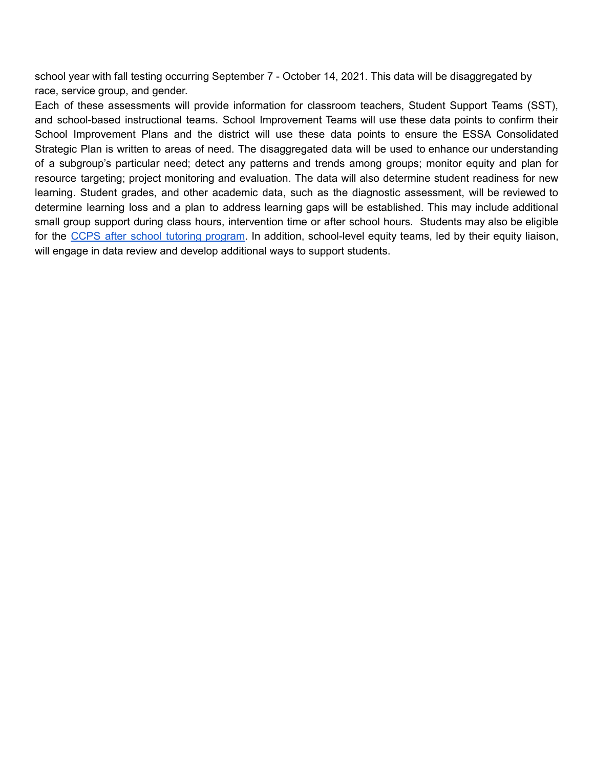school year with fall testing occurring September 7 - October 14, 2021. This data will be disaggregated by race, service group, and gender.

Each of these assessments will provide information for classroom teachers, Student Support Teams (SST), and school-based instructional teams. School Improvement Teams will use these data points to confirm their School Improvement Plans and the district will use these data points to ensure the ESSA Consolidated Strategic Plan is written to areas of need. The disaggregated data will be used to enhance our understanding of a subgroup's particular need; detect any patterns and trends among groups; monitor equity and plan for resource targeting; project monitoring and evaluation. The data will also determine student readiness for new learning. Student grades, and other academic data, such as the diagnostic assessment, will be reviewed to determine learning loss and a plan to address learning gaps will be established. This may include additional small group support during class hours, intervention time or after school hours. Students may also be eligible for the CCPS after school tutoring program. In addition, school-level equity teams, led by their equity liaison, will engage in data review and develop additional ways to support students.